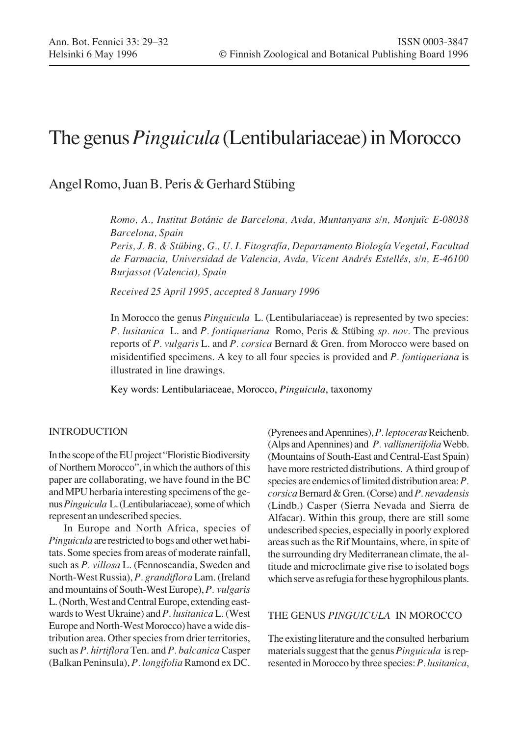# The genus *Pinguicula* (Lentibulariaceae) in Morocco

## Angel Romo, Juan B. Peris & Gerhard Stübing

*Romo, A., Institut Botánic de Barcelona, Avda, Muntanyans s/n, Monjuïc E-08038 Barcelona, Spain*
*Peris, J. B. & Stübing, G., U. I. Fitografía, Departamento Biología Vegetal, Facultad de Farmacia, Universidad de Valencia, Avda, Vicent Andrés Estellés, s/n, E-46100 Burjassot (Valencia), Spain*

*Received 25 April 1995, accepted 8 January 1996*

In Morocco the genus *Pinguicula* L. (Lentibulariaceae) is represented by two species: *P. lusitanica* L. and *P. fontiqueriana* Romo, Peris & Stübing *sp. nov.* The previous reports of *P. vulgaris* L. and *P. corsica* Bernard & Gren. from Morocco were based on misidentified specimens. A key to all four species is provided and *P. fontiqueriana* is illustrated in line drawings.

Key words: Lentibulariaceae, Morocco, *Pinguicula*, taxonomy

## INTRODUCTION

In the scope of the EU project "Floristic Biodiversity of Northern Morocco", in which the authors of this paper are collaborating, we have found in the BC and MPU herbaria interesting specimens of the genus *Pinguicula* L. (Lentibulariaceae), some of which represent an undescribed species.

In Europe and North Africa, species of *Pinguicula* are restricted to bogs and other wet habitats. Some species from areas of moderate rainfall, such as *P. villosa* L. (Fennoscandia, Sweden and North-West Russia), *P. grandiflora* Lam. (Ireland and mountains of South-West Europe), *P. vulgaris* L. (North, West and Central Europe, extending eastwards to West Ukraine) and *P. lusitanica* L. (West Europe and North-West Morocco) have a wide distribution area. Other species from drier territories, such as *P. hirtiflora* Ten. and *P. balcanica* Casper (Balkan Peninsula), *P. longifolia* Ramond ex DC. (Pyrenees and Apennines), *P. leptoceras* Reichenb. (Alps and Apennines) and *P. vallisneriifolia* Webb. (Mountains of South-East and Central-East Spain) have more restricted distributions. A third group of species are endemics of limited distribution area: *P. corsica* Bernard & Gren. (Corse) and *P. nevadensis* (Lindb.) Casper (Sierra Nevada and Sierra de Alfacar). Within this group, there are still some undescribed species, especially in poorly explored areas such as the Rif Mountains, where, in spite of the surrounding dry Mediterranean climate, the altitude and microclimate give rise to isolated bogs which serve as refugia for these hygrophilous plants.

## THE GENUS *PINGUICULA* IN MOROCCO

The existing literature and the consulted herbarium materials suggest that the genus *Pinguicula* is represented in Morocco by three species: *P. lusitanica*,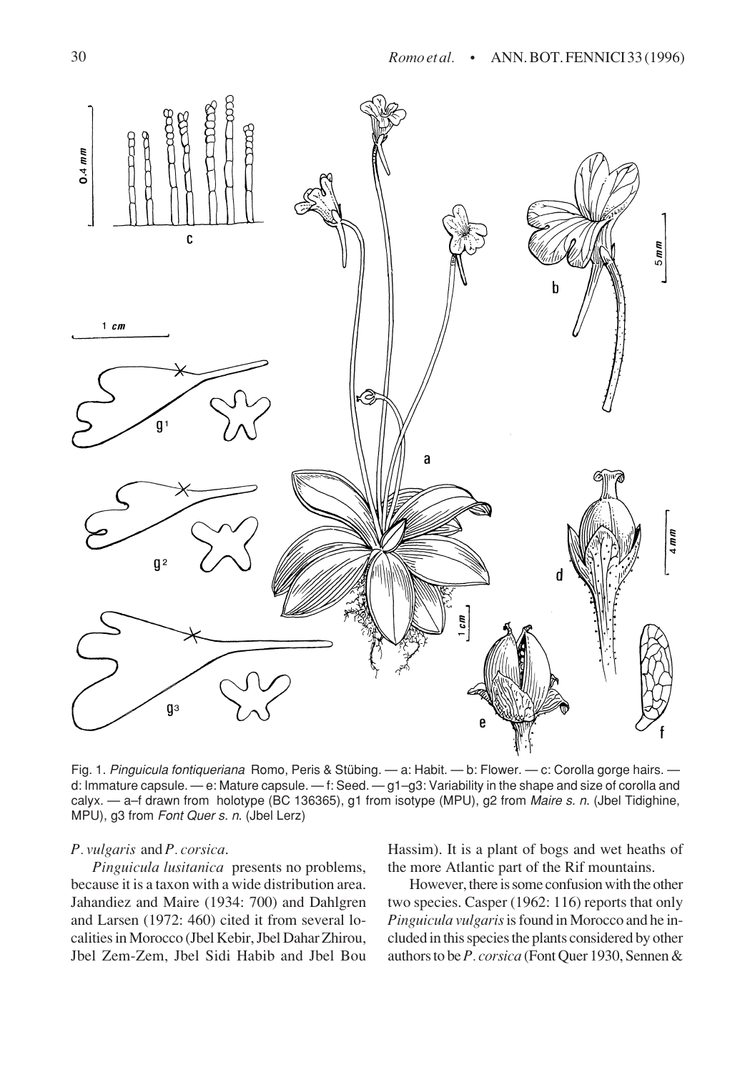Fig. 1. *Pinguicula fontiqueriana* Romo, Peris & Stübing. — a: Habit. — b: Flower. — c: Corolla gorge hairs. — d: Immature capsule. — e: Mature capsule. — f: Seed. — g1–g3: Variability in the shape and size of corolla and calyx. — a–f drawn from holotype (BC 136365), g1 from isotype (MPU), g2 from *Maire s. n.* (Jbel Tidighine, MPU), g3 from *Font Quer s. n.* (Jbel Lerz)

*P. vulgaris* and *P. corsica*.

*Pinguicula lusitanica* presents no problems, because it is a taxon with a wide distribution area. Jahandiez and Maire (1934: 700) and Dahlgren and Larsen (1972: 460) cited it from several localities in Morocco (Jbel Kebir, Jbel Dahar Zhirou, Jbel Zem-Zem, Jbel Sidi Habib and Jbel Bou Hassim). It is a plant of bogs and wet heaths of the more Atlantic part of the Rif mountains.

However, there is some confusion with the other two species. Casper (1962: 116) reports that only *Pinguicula vulgaris* is found in Morocco and he included in this species the plants considered by other authors to be *P. corsica* (Font Quer 1930, Sennen &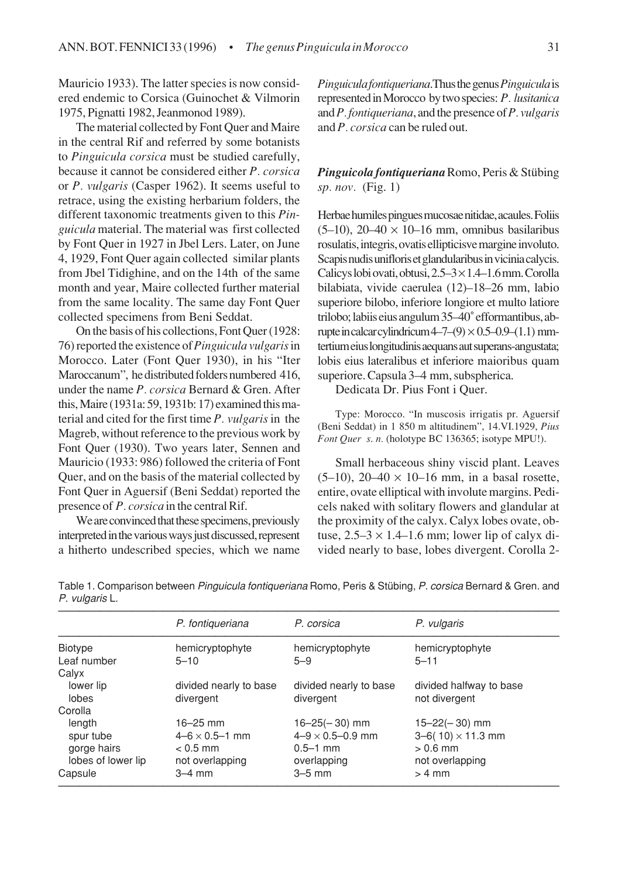Mauricio 1933). The latter species is now considered endemic to Corsica (Guinochet & Vilmorin 1975, Pignatti 1982, Jeanmonod 1989).

The material collected by Font Quer and Maire in the central Rif and referred by some botanists to *Pinguicula corsica* must be studied carefully, because it cannot be considered either *P. corsica* or *P. vulgaris* (Casper 1962). It seems useful to retrace, using the existing herbarium folders, the different taxonomic treatments given to this *Pinguicula* material. The material was first collected by Font Quer in 1927 in Jbel Lers. Later, on June 4, 1929, Font Quer again collected similar plants from Jbel Tidighine, and on the 14th of the same month and year, Maire collected further material from the same locality. The same day Font Quer collected specimens from Beni Seddat.

On the basis of his collections, Font Quer (1928: 76) reported the existence of *Pinguicula vulgaris* in Morocco. Later (Font Quer 1930), in his "Iter Maroccanum", he distributed folders numbered 416, under the name *P. corsica* Bernard & Gren. After this, Maire (1931a: 59, 1931b: 17) examined this material and cited for the first time *P. vulgaris* in the Magreb, without reference to the previous work by Font Quer (1930). Two years later, Sennen and Mauricio (1933: 986) followed the criteria of Font Quer, and on the basis of the material collected by Font Quer in Aguersif (Beni Seddat) reported the presence of *P. corsica* in the central Rif.

We are convinced that these specimens, previously interpreted in the various ways just discussed, represent a hitherto undescribed species, which we name *Pinguicula fontiqueriana*. Thus the genus *Pinguicula* is represented in Morocco by two species: *P. lusitanica* and *P. fontiqueriana*, and the presence of *P. vulgaris* and *P. corsica* can be ruled out.

***Pinguicola fontiqueriana*** Romo, Peris & Stübing *sp. nov*. (Fig. 1)

Herbae humiles pingues mucosae nitidae, acaules. Foliis (5–10), 20–40 × 10–16 mm, omnibus basilaribus rosulatis, integris, ovatis ellipticisve margine involuto. Scapis nudis unifloris et glandularibus in vicinia calycis. Calicys lobi ovati, obtusi, 2.5–3 × 1.4–1.6 mm. Corolla bilabiata, vivide caerulea (12)–18–26 mm, labio superiore bilobo, inferiore longiore et multo latiore trilobo; labiis eius angulum 35–40° efformantibus, abrupte in calcar cylindricum 4–7–(9) × 0.5–0.9–(1.1) mm-tertium eius longitudinis aequans aut superans-angustata; lobis eius lateralibus et inferiore maioribus quam superiore. Capsula 3–4 mm, subspherica.

Dedicata Dr. Pius Font i Quer.

Type: Morocco. "In muscosis irrigatis pr. Aguersif (Beni Seddat) in 1 850 m altitudinem", 14.VI.1929, *Pius Font Quer s. n.* (holotype BC 136365; isotype MPU!).

Small herbaceous shiny viscid plant. Leaves (5–10), 20–40 × 10–16 mm, in a basal rosette, entire, ovate elliptical with involute margins. Pedicels naked with solitary flowers and glandular at the proximity of the calyx. Calyx lobes ovate, obtuse, 2.5–3 × 1.4–1.6 mm; lower lip of calyx divided nearly to base, lobes divergent. Corolla 2-

Table 1. Comparison between *Pinguicula fontiqueriana* Romo, Peris & Stübing, *P. corsica* Bernard & Gren. and *P. vulgaris* L.

| | *P. fontiqueriana* | *P. corsica* | *P. vulgaris* |
|---|---|---|---|
| Biotype | hemicryptophyte | hemicryptophyte | hemicryptophyte |
| Leaf number | 5–10 | 5–9 | 5–11 |
| Calyx | | | |
| lower lip | divided nearly to base | divided nearly to base | divided halfway to base |
| lobes | divergent | divergent | not divergent |
| Corolla | | | |
| length | 16–25 mm | 16–25(– 30) mm | 15–22(– 30) mm |
| spur tube | 4–6 × 0.5–1 mm | 4–9 × 0.5–0.9 mm | 3–6( 10) × 11.3 mm |
| gorge hairs | < 0.5 mm | 0.5–1 mm | > 0.6 mm |
| lobes of lower lip | not overlapping | overlapping | not overlapping |
| Capsule | 3–4 mm | 3–5 mm | > 4 mm |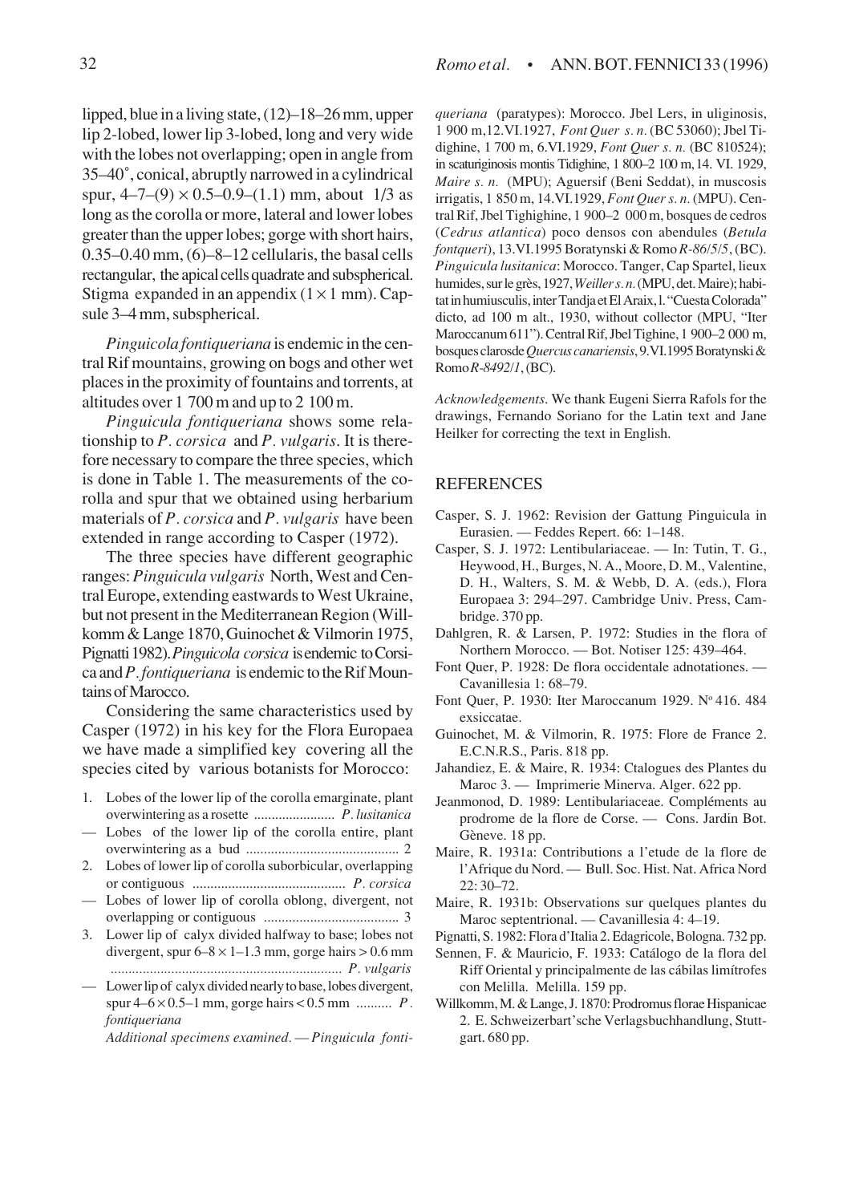lipped, blue in a living state, (12)–18–26 mm, upper lip 2-lobed, lower lip 3-lobed, long and very wide with the lobes not overlapping; open in angle from 35–40°, conical, abruptly narrowed in a cylindrical spur, 4–7–(9) × 0.5–0.9–(1.1) mm, about 1/3 as long as the corolla or more, lateral and lower lobes greater than the upper lobes; gorge with short hairs, 0.35–0.40 mm, (6)–8–12 cellularis, the basal cells rectangular, the apical cells quadrate and subspherical. Stigma expanded in an appendix (1 × 1 mm). Capsule 3–4 mm, subspherical.

*Pinguicola fontiqueriana* is endemic in the central Rif mountains, growing on bogs and other wet places in the proximity of fountains and torrents, at altitudes over 1 700 m and up to 2 100 m.

*Pinguicula fontiqueriana* shows some relationship to *P. corsica* and *P. vulgaris*. It is therefore necessary to compare the three species, which is done in Table 1. The measurements of the corolla and spur that we obtained using herbarium materials of *P. corsica* and *P. vulgaris* have been extended in range according to Casper (1972).

The three species have different geographic ranges: *Pinguicula vulgaris* North, West and Central Europe, extending eastwards to West Ukraine, but not present in the Mediterranean Region (Willkomm & Lange 1870, Guinochet & Vilmorin 1975, Pignatti 1982). *Pinguicola corsica* is endemic to Corsica and *P. fontiqueriana* is endemic to the Rif Mountains of Marocco.

Considering the same characteristics used by Casper (1972) in his key for the Flora Europaea we have made a simplified key covering all the species cited by various botanists for Morocco:

1. Lobes of the lower lip of the corolla emarginate, plant overwintering as a rosette ....................... *P. lusitanica*
— Lobes of the lower lip of the corolla entire, plant overwintering as a bud .......................................... 2
2. Lobes of lower lip of corolla suborbicular, overlapping or contiguous .......................................... *P. corsica*
— Lobes of lower lip of corolla oblong, divergent, not overlapping or contiguous ..................................... 3
3. Lower lip of calyx divided halfway to base; lobes not divergent, spur 6–8 × 1–1.3 mm, gorge hairs > 0.6 mm ................................................................ *P. vulgaris*
— Lower lip of calyx divided nearly to base, lobes divergent, spur 4–6 × 0.5–1 mm, gorge hairs < 0.5 mm .......... *P. fontiqueriana*

*Additional specimens examined*. — *Pinguicula fontiqueriana* (paratypes): Morocco. Jbel Lers, in uliginosis, 1 900 m,12.VI.1927, *Font Quer s. n.* (BC 53060); Jbel Tidighine, 1 700 m, 6.VI.1929, *Font Quer s. n.* (BC 810524); in scaturiginosis montis Tidighine, 1 800–2 100 m, 14. VI. 1929, *Maire s. n.* (MPU); Aguersif (Beni Seddat), in muscosis irrigatis, 1 850 m, 14.VI.1929, *Font Quer s. n.* (MPU). Central Rif, Jbel Tighighine, 1 900–2 000 m, bosques de cedros (*Cedrus atlantica*) poco densos con abendules (*Betula fontqueri*), 13.VI.1995 Boratynski & Romo *R-86/5/5*, (BC). *Pinguicula lusitanica*: Morocco. Tanger, Cap Spartel, lieux humides, sur le grès, 1927, *Weiller s. n.* (MPU, det. Maire); habitat in humiusculis, inter Tandja et El Araix, l. "Cuesta Colorada" dicto, ad 100 m alt., 1930, without collector (MPU, "Iter Maroccanum 611"). Central Rif, Jbel Tighine, 1 900–2 000 m, bosques claros de *Quercus canariensis*, 9.VI.1995 Boratynski & Romo *R-8492/1*, (BC).

*Acknowledgements*. We thank Eugeni Sierra Rafols for the drawings, Fernando Soriano for the Latin text and Jane Heilker for correcting the text in English.

## REFERENCES

Casper, S. J. 1962: Revision der Gattung Pinguicula in Eurasien. — Feddes Repert. 66: 1–148.

Casper, S. J. 1972: Lentibulariaceae. — In: Tutin, T. G., Heywood, H., Burges, N. A., Moore, D. M., Valentine, D. H., Walters, S. M. & Webb, D. A. (eds.), Flora Europaea 3: 294–297. Cambridge Univ. Press, Cambridge. 370 pp.

Dahlgren, R. & Larsen, P. 1972: Studies in the flora of Northern Morocco. — Bot. Notiser 125: 439–464.

Font Quer, P. 1928: De flora occidentale adnotationes. — Cavanillesia 1: 68–79.

Font Quer, P. 1930: Iter Maroccanum 1929. Nº 416. 484 exsiccatae.

Guinochet, M. & Vilmorin, R. 1975: Flore de France 2. E.C.N.R.S., Paris. 818 pp.

Jahandiez, E. & Maire, R. 1934: Ctalogues des Plantes du Maroc 3. — Imprimerie Minerva. Alger. 622 pp.

Jeanmonod, D. 1989: Lentibulariaceae. Compléments au prodrome de la flore de Corse. — Cons. Jardin Bot. Gèneve. 18 pp.

Maire, R. 1931a: Contributions a l'etude de la flore de l'Afrique du Nord. — Bull. Soc. Hist. Nat. Africa Nord 22: 30–72.

Maire, R. 1931b: Observations sur quelques plantes du Maroc septentrional. — Cavanillesia 4: 4–19.

Pignatti, S. 1982: Flora d'Italia 2. Edagricole, Bologna. 732 pp.

Sennen, F. & Mauricio, F. 1933: Catálogo de la flora del Riff Oriental y principalmente de las cábilas limítrofes con Melilla. Melilla. 159 pp.

Willkomm, M. & Lange, J. 1870: Prodromus florae Hispanicae 2. E. Schweizerbart'sche Verlagsbuchhandlung, Stuttgart. 680 pp.